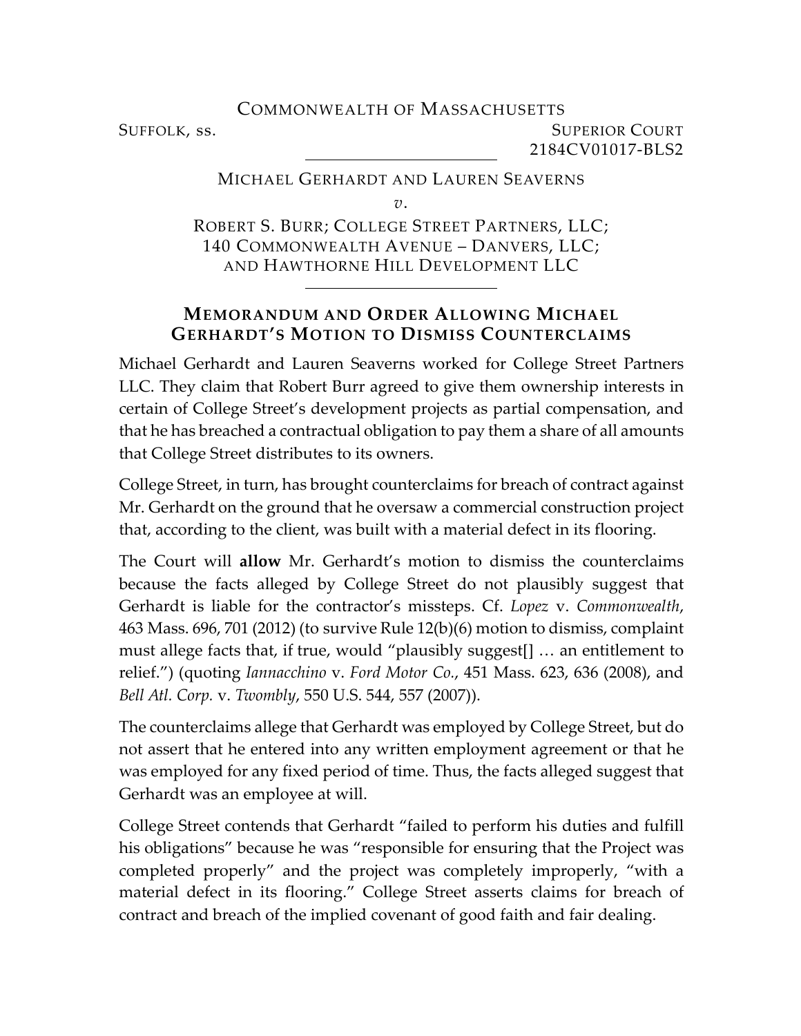COMMONWEALTH OF MASSACHUSETTS

SUFFOLK, ss. SUPERIOR COURT

2184CV01017-BLS2

MICHAEL GERHARDT AND LAUREN SEAVERNS

*v.*

ROBERT S. BURR; COLLEGE STREET PARTNERS, LLC; 140 COMMONWEALTH AVENUE – DANVERS, LLC; AND HAWTHORNE HILL DEVELOPMENT LLC

## MEMORANDUM AND ORDER ALLOWING MICHAEL GERHARDT'S MOTION TO DISMISS COUNTERCLAIMS

Michael Gerhardt and Lauren Seaverns worked for College Street Partners LLC. They claim that Robert Burr agreed to give them ownership interests in certain of College Street's development projects as partial compensation, and that he has breached a contractual obligation to pay them a share of all amounts that College Street distributes to its owners.

College Street, in turn, has brought counterclaims for breach of contract against Mr. Gerhardt on the ground that he oversaw a commercial construction project that, according to the client, was built with a material defect in its flooring.

The Court will **allow** Mr. Gerhardt's motion to dismiss the counterclaims because the facts alleged by College Street do not plausibly suggest that Gerhardt is liable for the contractor's missteps. Cf. *Lopez* v. *Commonwealth*, 463 Mass. 696, 701 (2012) (to survive Rule 12(b)(6) motion to dismiss, complaint must allege facts that, if true, would "plausibly suggest[] … an entitlement to relief.") (quoting *Iannacchino* v. *Ford Motor Co.*, 451 Mass. 623, 636 (2008), and *Bell Atl. Corp.* v. *Twombly*, 550 U.S. 544, 557 (2007)).

The counterclaims allege that Gerhardt was employed by College Street, but do not assert that he entered into any written employment agreement or that he was employed for any fixed period of time. Thus, the facts alleged suggest that Gerhardt was an employee at will.

College Street contends that Gerhardt "failed to perform his duties and fulfill his obligations" because he was "responsible for ensuring that the Project was completed properly" and the project was completely improperly, "with a material defect in its flooring." College Street asserts claims for breach of contract and breach of the implied covenant of good faith and fair dealing.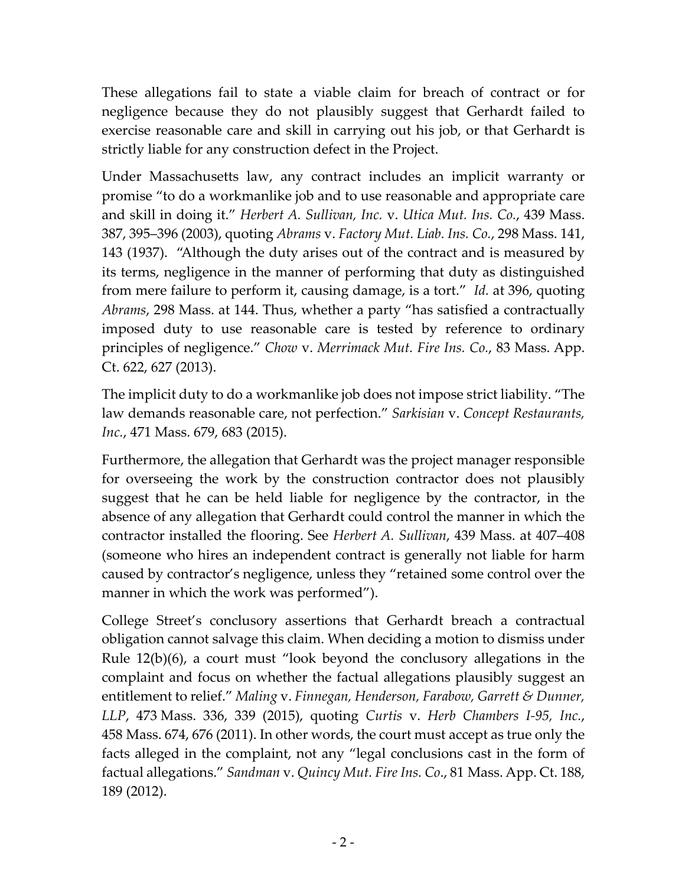These allegations fail to state a viable claim for breach of contract or for negligence because they do not plausibly suggest that Gerhardt failed to exercise reasonable care and skill in carrying out his job, or that Gerhardt is strictly liable for any construction defect in the Project.

Under Massachusetts law, any contract includes an implicit warranty or promise "to do a workmanlike job and to use reasonable and appropriate care and skill in doing it." *Herbert A. Sullivan, Inc.* v. *Utica Mut. Ins. Co.*, 439 Mass. 387, 395–396 (2003), quoting *Abrams* v. *Factory Mut. Liab. Ins. Co.*, 298 Mass. 141, 143 (1937). "Although the duty arises out of the contract and is measured by its terms, negligence in the manner of performing that duty as distinguished from mere failure to perform it, causing damage, is a tort." *Id.* at 396, quoting *Abrams*, 298 Mass. at 144. Thus, whether a party "has satisfied a contractually imposed duty to use reasonable care is tested by reference to ordinary principles of negligence." *Chow* v. *Merrimack Mut. Fire Ins. Co.*, 83 Mass. App. Ct. 622, 627 (2013).

The implicit duty to do a workmanlike job does not impose strict liability. "The law demands reasonable care, not perfection." *Sarkisian* v. *Concept Restaurants, Inc.*, 471 Mass. 679, 683 (2015).

Furthermore, the allegation that Gerhardt was the project manager responsible for overseeing the work by the construction contractor does not plausibly suggest that he can be held liable for negligence by the contractor, in the absence of any allegation that Gerhardt could control the manner in which the contractor installed the flooring. See *Herbert A. Sullivan*, 439 Mass. at 407–408 (someone who hires an independent contract is generally not liable for harm caused by contractor's negligence, unless they "retained some control over the manner in which the work was performed").

College Street's conclusory assertions that Gerhardt breach a contractual obligation cannot salvage this claim. When deciding a motion to dismiss under Rule 12(b)(6), a court must "look beyond the conclusory allegations in the complaint and focus on whether the factual allegations plausibly suggest an entitlement to relief." *Maling* v. *Finnegan, Henderson, Farabow, Garrett & Dunner, LLP*, 473 Mass. 336, 339 (2015), quoting *Curtis* v. *Herb Chambers I-95, Inc.*, 458 Mass. 674, 676 (2011). In other words, the court must accept as true only the facts alleged in the complaint, not any "legal conclusions cast in the form of factual allegations." *Sandman* v. *Quincy Mut. Fire Ins. Co*., 81 Mass. App. Ct. 188, 189 (2012).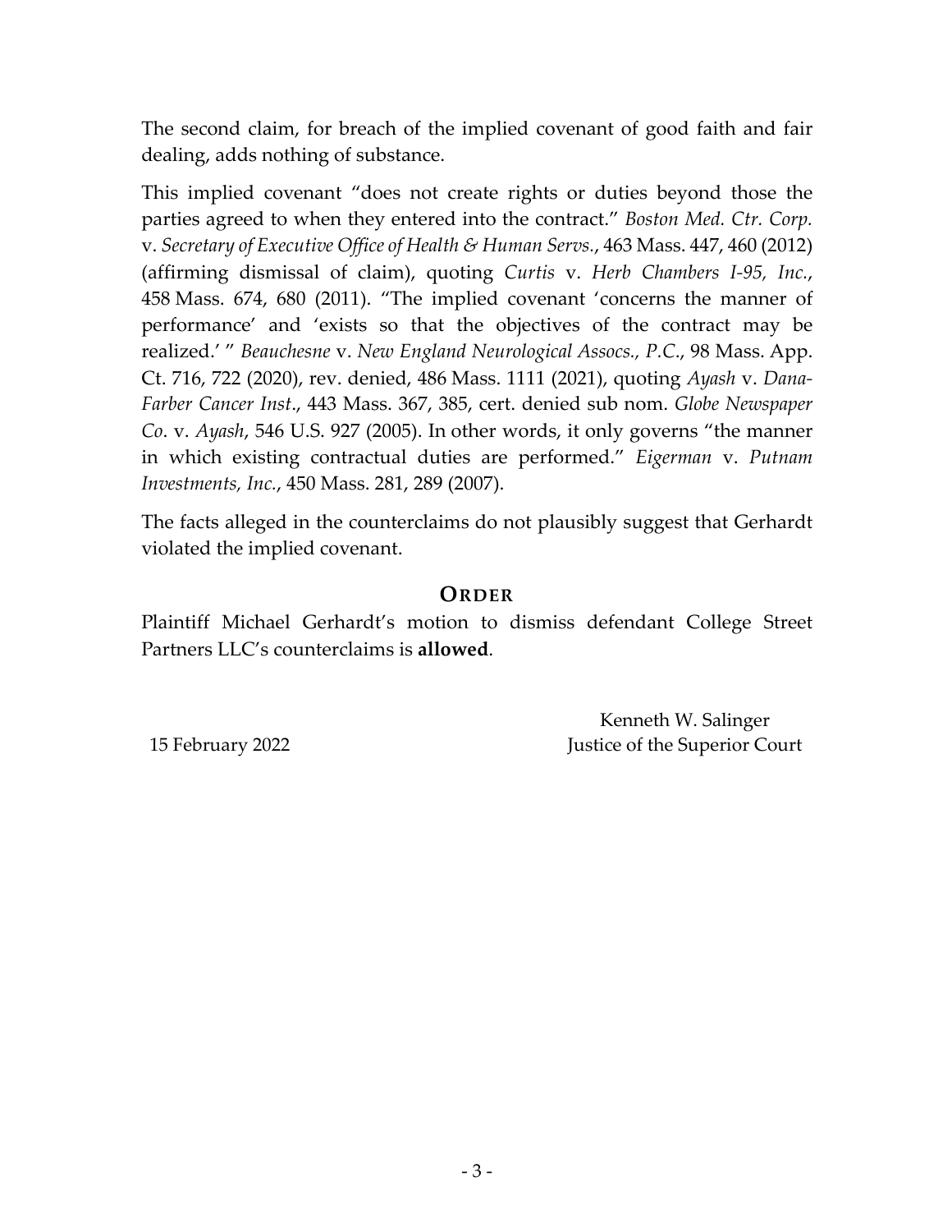The second claim, for breach of the implied covenant of good faith and fair dealing, adds nothing of substance.

This implied covenant "does not create rights or duties beyond those the parties agreed to when they entered into the contract." *Boston Med. Ctr. Corp.* v. *Secretary of Executive Office of Health & Human Servs.*, 463 Mass. 447, 460 (2012) (affirming dismissal of claim), quoting *Curtis* v. *Herb Chambers I-95, Inc.*, 458 Mass. 674, 680 (2011). "The implied covenant 'concerns the manner of performance' and 'exists so that the objectives of the contract may be realized.' " *Beauchesne* v. *New England Neurological Assocs., P.C.*, 98 Mass. App. Ct. 716, 722 (2020), rev. denied, 486 Mass. 1111 (2021), quoting *Ayash* v. *Dana-Farber Cancer Inst.*, 443 Mass. 367, 385, cert. denied sub nom. *Globe Newspaper Co.* v. *Ayash*, 546 U.S. 927 (2005). In other words, it only governs "the manner in which existing contractual duties are performed." *Eigerman* v. *Putnam Investments, Inc.*, 450 Mass. 281, 289 (2007).

The facts alleged in the counterclaims do not plausibly suggest that Gerhardt violated the implied covenant.

## ORDER

Plaintiff Michael Gerhardt's motion to dismiss defendant College Street Partners LLC's counterclaims is **allowed**.

Kenneth W. Salinger
Justice of the Superior Court

15 February 2022